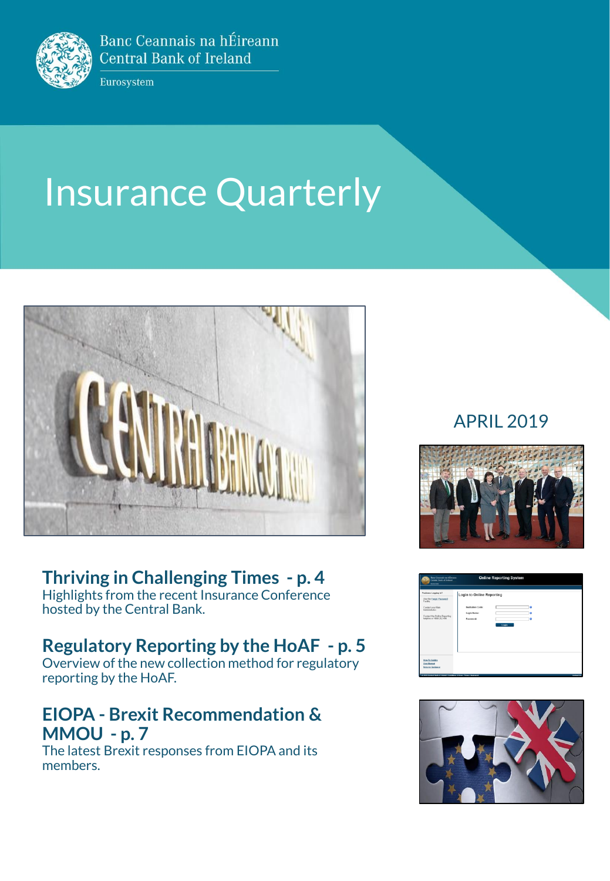Banc Ceannais na hÉireann
Central Bank of Ireland

Eurosystem

# Insurance Quarterly

APRIL 2019

## Thriving in Challenging Times - p. 4

Highlights from the recent Insurance Conference hosted by the Central Bank.

## Regulatory Reporting by the HoAF - p. 5

Overview of the new collection method for regulatory reporting by the HoAF.

## EIOPA - Brexit Recommendation & MMOU - p. 7

The latest Brexit responses from EIOPA and its members.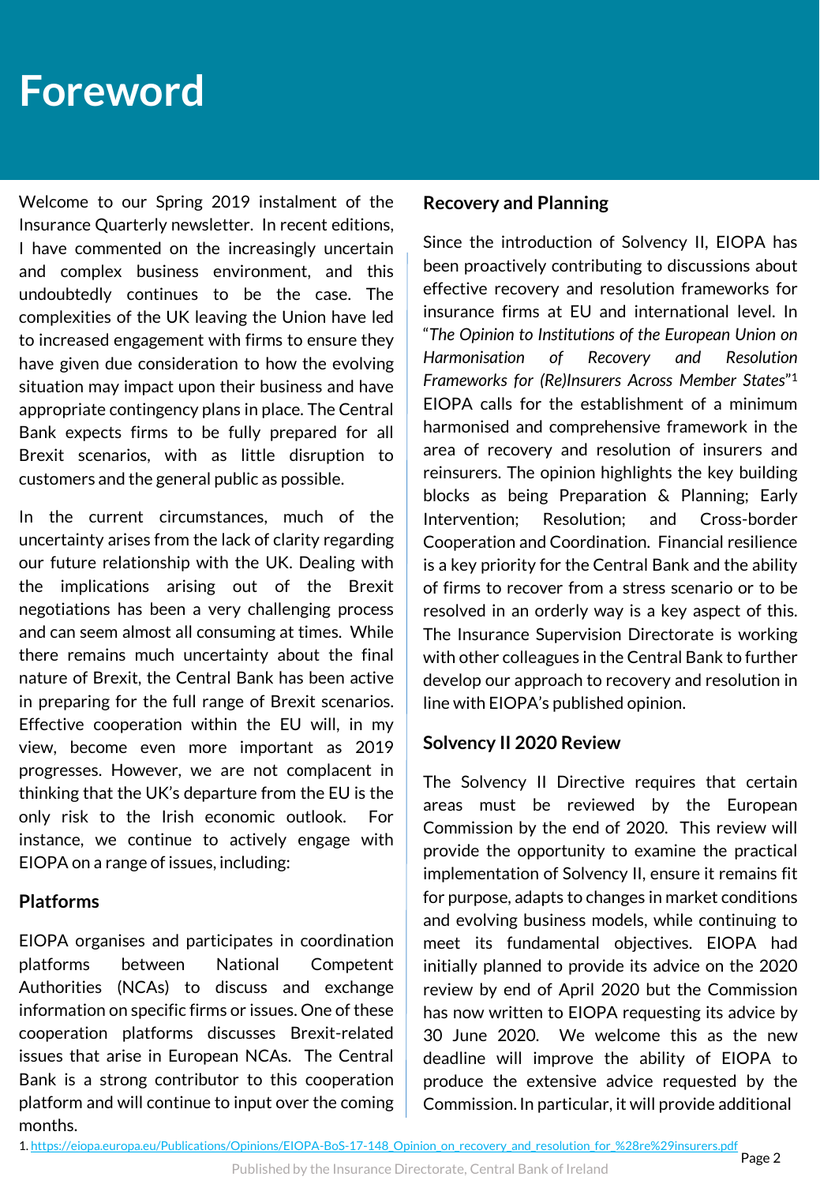# Foreword

Welcome to our Spring 2019 instalment of the Insurance Quarterly newsletter. In recent editions, I have commented on the increasingly uncertain and complex business environment, and this undoubtedly continues to be the case. The complexities of the UK leaving the Union have led to increased engagement with firms to ensure they have given due consideration to how the evolving situation may impact upon their business and have appropriate contingency plans in place. The Central Bank expects firms to be fully prepared for all Brexit scenarios, with as little disruption to customers and the general public as possible.

In the current circumstances, much of the uncertainty arises from the lack of clarity regarding our future relationship with the UK. Dealing with the implications arising out of the Brexit negotiations has been a very challenging process and can seem almost all consuming at times. While there remains much uncertainty about the final nature of Brexit, the Central Bank has been active in preparing for the full range of Brexit scenarios. Effective cooperation within the EU will, in my view, become even more important as 2019 progresses. However, we are not complacent in thinking that the UK's departure from the EU is the only risk to the Irish economic outlook. For instance, we continue to actively engage with EIOPA on a range of issues, including:

### Platforms

EIOPA organises and participates in coordination platforms between National Competent Authorities (NCAs) to discuss and exchange information on specific firms or issues. One of these cooperation platforms discusses Brexit-related issues that arise in European NCAs. The Central Bank is a strong contributor to this cooperation platform and will continue to input over the coming months.

### Recovery and Planning

Since the introduction of Solvency II, EIOPA has been proactively contributing to discussions about effective recovery and resolution frameworks for insurance firms at EU and international level. In "*The Opinion to Institutions of the European Union on Harmonisation of Recovery and Resolution Frameworks for (Re)Insurers Across Member States*"[1] EIOPA calls for the establishment of a minimum harmonised and comprehensive framework in the area of recovery and resolution of insurers and reinsurers. The opinion highlights the key building blocks as being Preparation & Planning; Early Intervention; Resolution; and Cross-border Cooperation and Coordination. Financial resilience is a key priority for the Central Bank and the ability of firms to recover from a stress scenario or to be resolved in an orderly way is a key aspect of this. The Insurance Supervision Directorate is working with other colleagues in the Central Bank to further develop our approach to recovery and resolution in line with EIOPA's published opinion.

### Solvency II 2020 Review

The Solvency II Directive requires that certain areas must be reviewed by the European Commission by the end of 2020. This review will provide the opportunity to examine the practical implementation of Solvency II, ensure it remains fit for purpose, adapts to changes in market conditions and evolving business models, while continuing to meet its fundamental objectives. EIOPA had initially planned to provide its advice on the 2020 review by end of April 2020 but the Commission has now written to EIOPA requesting its advice by 30 June 2020. We welcome this as the new deadline will improve the ability of EIOPA to produce the extensive advice requested by the Commission. In particular, it will provide additional

1. https://eiopa.europa.eu/Publications/Opinions/EIOPA-BoS-17-148_Opinion_on_recovery_and_resolution_for_%28re%29insurers.pdf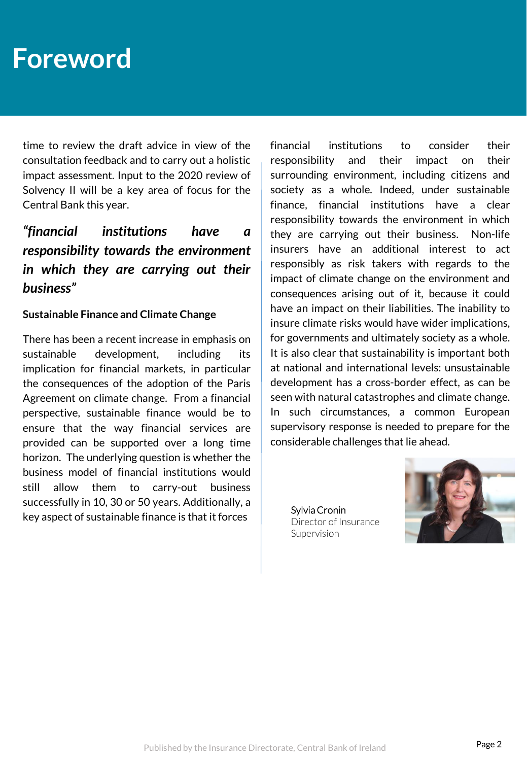# Foreword

time to review the draft advice in view of the consultation feedback and to carry out a holistic impact assessment. Input to the 2020 review of Solvency II will be a key area of focus for the Central Bank this year.

***"financial institutions have a responsibility towards the environment in which they are carrying out their business"***

**Sustainable Finance and Climate Change**

There has been a recent increase in emphasis on sustainable development, including its implication for financial markets, in particular the consequences of the adoption of the Paris Agreement on climate change. From a financial perspective, sustainable finance would be to ensure that the way financial services are provided can be supported over a long time horizon. The underlying question is whether the business model of financial institutions would still allow them to carry-out business successfully in 10, 30 or 50 years. Additionally, a key aspect of sustainable finance is that it forces financial institutions to consider their responsibility and their impact on their surrounding environment, including citizens and society as a whole. Indeed, under sustainable finance, financial institutions have a clear responsibility towards the environment in which they are carrying out their business. Non-life insurers have an additional interest to act responsibly as risk takers with regards to the impact of climate change on the environment and consequences arising out of it, because it could have an impact on their liabilities. The inability to insure climate risks would have wider implications, for governments and ultimately society as a whole. It is also clear that sustainability is important both at national and international levels: unsustainable development has a cross-border effect, as can be seen with natural catastrophes and climate change. In such circumstances, a common European supervisory response is needed to prepare for the considerable challenges that lie ahead.

Sylvia Cronin
Director of Insurance Supervision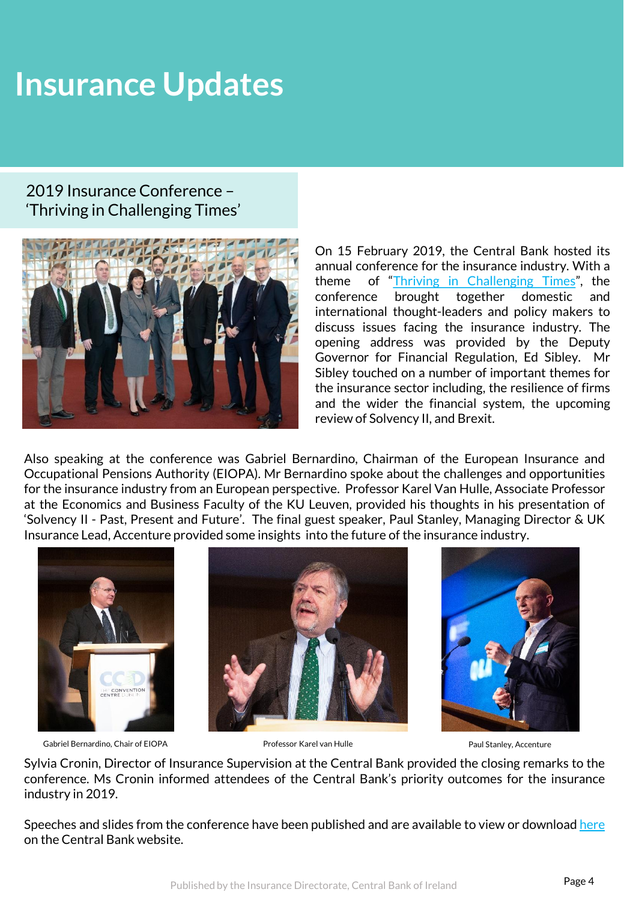# Insurance Updates

## 2019 Insurance Conference – 'Thriving in Challenging Times'

On 15 February 2019, the Central Bank hosted its annual conference for the insurance industry. With a theme of "Thriving in Challenging Times", the conference brought together domestic and international thought-leaders and policy makers to discuss issues facing the insurance industry. The opening address was provided by the Deputy Governor for Financial Regulation, Ed Sibley. Mr Sibley touched on a number of important themes for the insurance sector including, the resilience of firms and the wider the financial system, the upcoming review of Solvency II, and Brexit.

Also speaking at the conference was Gabriel Bernardino, Chairman of the European Insurance and Occupational Pensions Authority (EIOPA). Mr Bernardino spoke about the challenges and opportunities for the insurance industry from an European perspective. Professor Karel Van Hulle, Associate Professor at the Economics and Business Faculty of the KU Leuven, provided his thoughts in his presentation of 'Solvency II - Past, Present and Future'. The final guest speaker, Paul Stanley, Managing Director & UK Insurance Lead, Accenture provided some insights into the future of the insurance industry.

Gabriel Bernardino, Chair of EIOPA

Professor Karel van Hulle

Paul Stanley, Accenture

Sylvia Cronin, Director of Insurance Supervision at the Central Bank provided the closing remarks to the conference. Ms Cronin informed attendees of the Central Bank's priority outcomes for the insurance industry in 2019.

Speeches and slides from the conference have been published and are available to view or download here on the Central Bank website.

Published by the Insurance Directorate, Central Bank of Ireland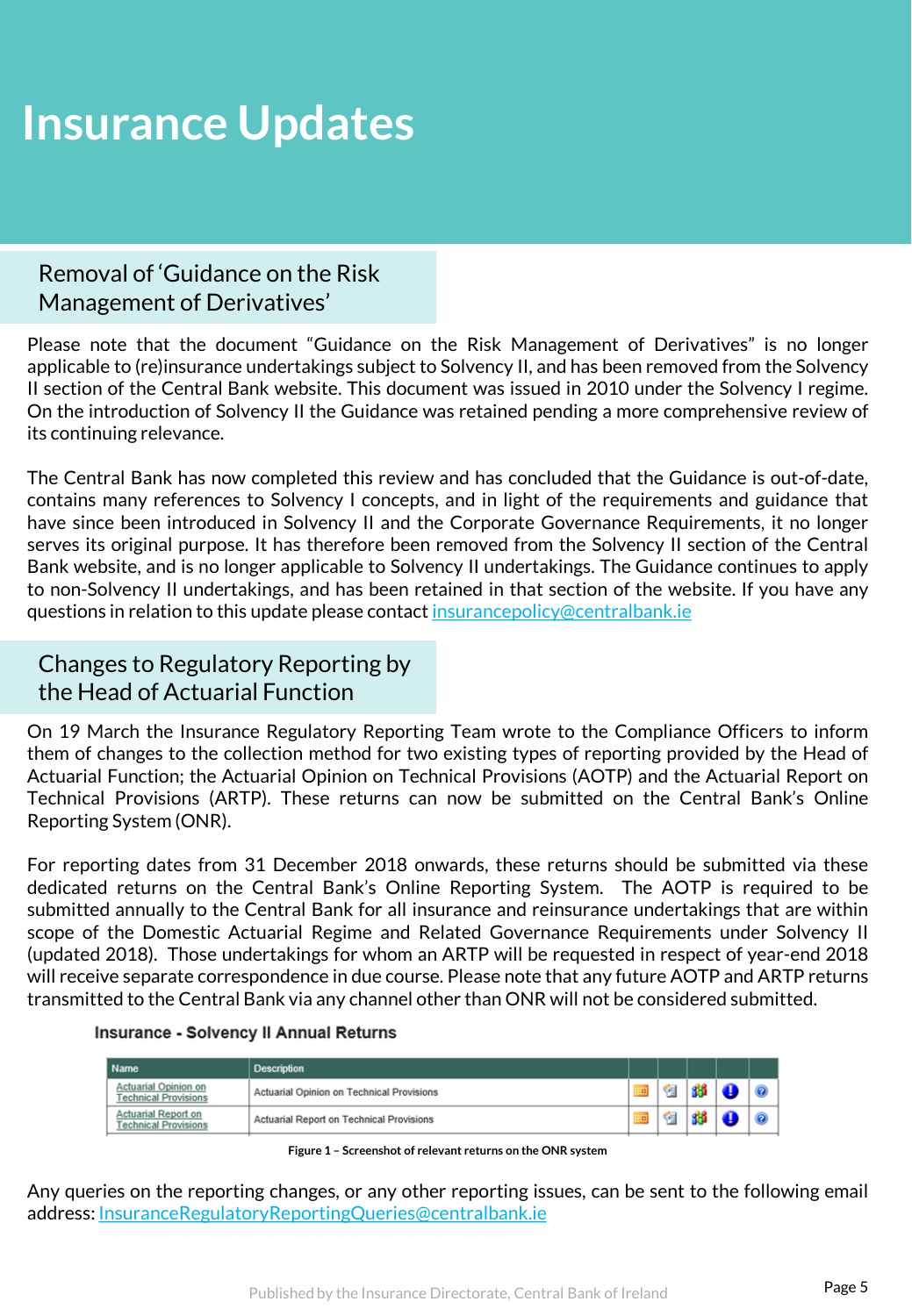# Insurance Updates

## Removal of 'Guidance on the Risk Management of Derivatives'

Please note that the document "Guidance on the Risk Management of Derivatives" is no longer applicable to (re)insurance undertakings subject to Solvency II, and has been removed from the Solvency II section of the Central Bank website. This document was issued in 2010 under the Solvency I regime. On the introduction of Solvency II the Guidance was retained pending a more comprehensive review of its continuing relevance.

The Central Bank has now completed this review and has concluded that the Guidance is out-of-date, contains many references to Solvency I concepts, and in light of the requirements and guidance that have since been introduced in Solvency II and the Corporate Governance Requirements, it no longer serves its original purpose. It has therefore been removed from the Solvency II section of the Central Bank website, and is no longer applicable to Solvency II undertakings. The Guidance continues to apply to non-Solvency II undertakings, and has been retained in that section of the website. If you have any questions in relation to this update please contact insurancepolicy@centralbank.ie

## Changes to Regulatory Reporting by the Head of Actuarial Function

On 19 March the Insurance Regulatory Reporting Team wrote to the Compliance Officers to inform them of changes to the collection method for two existing types of reporting provided by the Head of Actuarial Function; the Actuarial Opinion on Technical Provisions (AOTP) and the Actuarial Report on Technical Provisions (ARTP). These returns can now be submitted on the Central Bank's Online Reporting System (ONR).

For reporting dates from 31 December 2018 onwards, these returns should be submitted via these dedicated returns on the Central Bank's Online Reporting System. The AOTP is required to be submitted annually to the Central Bank for all insurance and reinsurance undertakings that are within scope of the Domestic Actuarial Regime and Related Governance Requirements under Solvency II (updated 2018). Those undertakings for whom an ARTP will be requested in respect of year-end 2018 will receive separate correspondence in due course. Please note that any future AOTP and ARTP returns transmitted to the Central Bank via any channel other than ONR will not be considered submitted.

**Insurance - Solvency II Annual Returns**

| Name | Description | | | | | |
|---|---|---|---|---|---|---|
| Actuarial Opinion on Technical Provisions | Actuarial Opinion on Technical Provisions | | | | | |
| Actuarial Report on Technical Provisions | Actuarial Report on Technical Provisions | | | | | |

**Figure 1 – Screenshot of relevant returns on the ONR system**

Any queries on the reporting changes, or any other reporting issues, can be sent to the following email address: InsuranceRegulatoryReportingQueries@centralbank.ie

Published by the Insurance Directorate, Central Bank of Ireland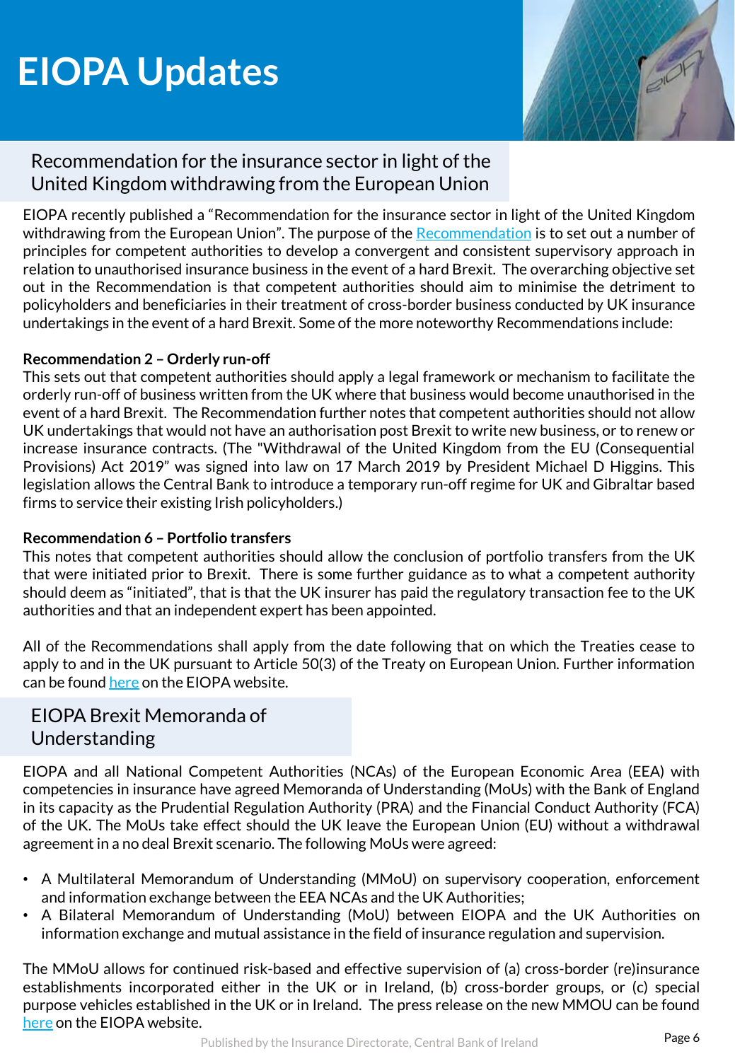# EIOPA Updates

## Recommendation for the insurance sector in light of the United Kingdom withdrawing from the European Union

EIOPA recently published a "Recommendation for the insurance sector in light of the United Kingdom withdrawing from the European Union". The purpose of the Recommendation is to set out a number of principles for competent authorities to develop a convergent and consistent supervisory approach in relation to unauthorised insurance business in the event of a hard Brexit. The overarching objective set out in the Recommendation is that competent authorities should aim to minimise the detriment to policyholders and beneficiaries in their treatment of cross-border business conducted by UK insurance undertakings in the event of a hard Brexit. Some of the more noteworthy Recommendations include:

**Recommendation 2 – Orderly run-off**

This sets out that competent authorities should apply a legal framework or mechanism to facilitate the orderly run-off of business written from the UK where that business would become unauthorised in the event of a hard Brexit. The Recommendation further notes that competent authorities should not allow UK undertakings that would not have an authorisation post Brexit to write new business, or to renew or increase insurance contracts. (The "Withdrawal of the United Kingdom from the EU (Consequential Provisions) Act 2019" was signed into law on 17 March 2019 by President Michael D Higgins. This legislation allows the Central Bank to introduce a temporary run-off regime for UK and Gibraltar based firms to service their existing Irish policyholders.)

**Recommendation 6 – Portfolio transfers**

This notes that competent authorities should allow the conclusion of portfolio transfers from the UK that were initiated prior to Brexit. There is some further guidance as to what a competent authority should deem as "initiated", that is that the UK insurer has paid the regulatory transaction fee to the UK authorities and that an independent expert has been appointed.

All of the Recommendations shall apply from the date following that on which the Treaties cease to apply to and in the UK pursuant to Article 50(3) of the Treaty on European Union. Further information can be found here on the EIOPA website.

## EIOPA Brexit Memoranda of Understanding

EIOPA and all National Competent Authorities (NCAs) of the European Economic Area (EEA) with competencies in insurance have agreed Memoranda of Understanding (MoUs) with the Bank of England in its capacity as the Prudential Regulation Authority (PRA) and the Financial Conduct Authority (FCA) of the UK. The MoUs take effect should the UK leave the European Union (EU) without a withdrawal agreement in a no deal Brexit scenario. The following MoUs were agreed:

- A Multilateral Memorandum of Understanding (MMoU) on supervisory cooperation, enforcement and information exchange between the EEA NCAs and the UK Authorities;
- A Bilateral Memorandum of Understanding (MoU) between EIOPA and the UK Authorities on information exchange and mutual assistance in the field of insurance regulation and supervision.

The MMoU allows for continued risk-based and effective supervision of (a) cross-border (re)insurance establishments incorporated either in the UK or in Ireland, (b) cross-border groups, or (c) special purpose vehicles established in the UK or in Ireland. The press release on the new MMOU can be found here on the EIOPA website.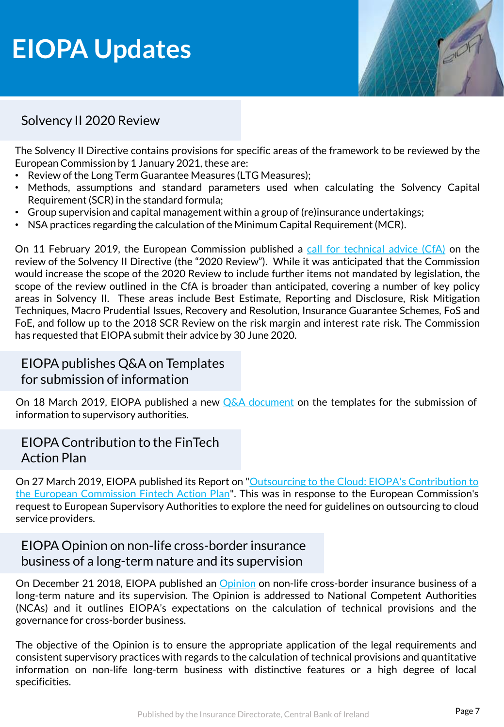# EIOPA Updates

## Solvency II 2020 Review

The Solvency II Directive contains provisions for specific areas of the framework to be reviewed by the European Commission by 1 January 2021, these are:

- Review of the Long Term Guarantee Measures (LTG Measures);
- Methods, assumptions and standard parameters used when calculating the Solvency Capital Requirement (SCR) in the standard formula;
- Group supervision and capital management within a group of (re)insurance undertakings;
- NSA practices regarding the calculation of the Minimum Capital Requirement (MCR).

On 11 February 2019, the European Commission published a call for technical advice (CfA) on the review of the Solvency II Directive (the "2020 Review"). While it was anticipated that the Commission would increase the scope of the 2020 Review to include further items not mandated by legislation, the scope of the review outlined in the CfA is broader than anticipated, covering a number of key policy areas in Solvency II. These areas include Best Estimate, Reporting and Disclosure, Risk Mitigation Techniques, Macro Prudential Issues, Recovery and Resolution, Insurance Guarantee Schemes, FoS and FoE, and follow up to the 2018 SCR Review on the risk margin and interest rate risk. The Commission has requested that EIOPA submit their advice by 30 June 2020.

## EIOPA publishes Q&A on Templates for submission of information

On 18 March 2019, EIOPA published a new Q&A document on the templates for the submission of information to supervisory authorities.

## EIOPA Contribution to the FinTech Action Plan

On 27 March 2019, EIOPA published its Report on "Outsourcing to the Cloud: EIOPA's Contribution to the European Commission Fintech Action Plan". This was in response to the European Commission's request to European Supervisory Authorities to explore the need for guidelines on outsourcing to cloud service providers.

## EIOPA Opinion on non-life cross-border insurance business of a long-term nature and its supervision

On December 21 2018, EIOPA published an Opinion on non-life cross-border insurance business of a long-term nature and its supervision. The Opinion is addressed to National Competent Authorities (NCAs) and it outlines EIOPA's expectations on the calculation of technical provisions and the governance for cross-border business.

The objective of the Opinion is to ensure the appropriate application of the legal requirements and consistent supervisory practices with regards to the calculation of technical provisions and quantitative information on non-life long-term business with distinctive features or a high degree of local specificities.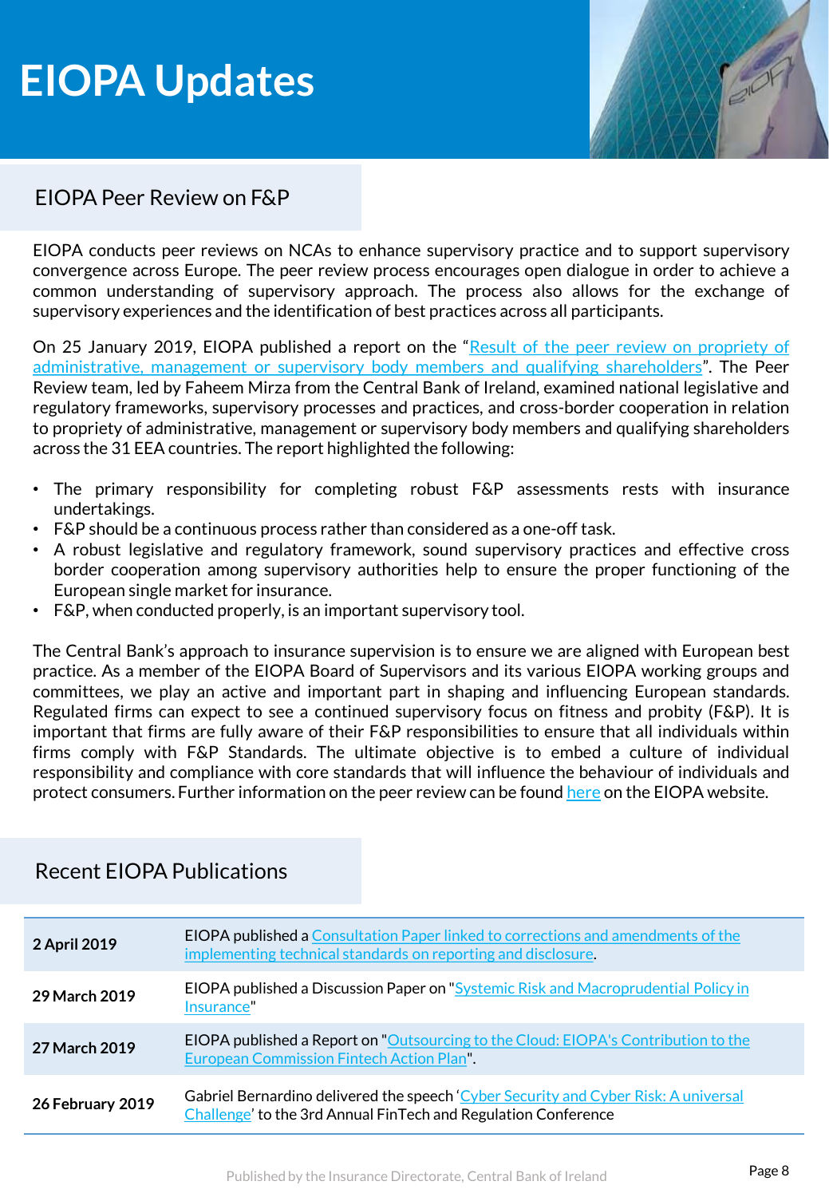# EIOPA Updates

## EIOPA Peer Review on F&P

EIOPA conducts peer reviews on NCAs to enhance supervisory practice and to support supervisory convergence across Europe. The peer review process encourages open dialogue in order to achieve a common understanding of supervisory approach. The process also allows for the exchange of supervisory experiences and the identification of best practices across all participants.

On 25 January 2019, EIOPA published a report on the "Result of the peer review on propriety of administrative, management or supervisory body members and qualifying shareholders". The Peer Review team, led by Faheem Mirza from the Central Bank of Ireland, examined national legislative and regulatory frameworks, supervisory processes and practices, and cross-border cooperation in relation to propriety of administrative, management or supervisory body members and qualifying shareholders across the 31 EEA countries. The report highlighted the following:

- The primary responsibility for completing robust F&P assessments rests with insurance undertakings.
- F&P should be a continuous process rather than considered as a one-off task.
- A robust legislative and regulatory framework, sound supervisory practices and effective cross border cooperation among supervisory authorities help to ensure the proper functioning of the European single market for insurance.
- F&P, when conducted properly, is an important supervisory tool.

The Central Bank's approach to insurance supervision is to ensure we are aligned with European best practice. As a member of the EIOPA Board of Supervisors and its various EIOPA working groups and committees, we play an active and important part in shaping and influencing European standards. Regulated firms can expect to see a continued supervisory focus on fitness and probity (F&P). It is important that firms are fully aware of their F&P responsibilities to ensure that all individuals within firms comply with F&P Standards. The ultimate objective is to embed a culture of individual responsibility and compliance with core standards that will influence the behaviour of individuals and protect consumers. Further information on the peer review can be found here on the EIOPA website.

## Recent EIOPA Publications

| Date | Publication |
|---|---|
| **2 April 2019** | EIOPA published a Consultation Paper linked to corrections and amendments of the implementing technical standards on reporting and disclosure. |
| **29 March 2019** | EIOPA published a Discussion Paper on "Systemic Risk and Macroprudential Policy in Insurance" |
| **27 March 2019** | EIOPA published a Report on "Outsourcing to the Cloud: EIOPA's Contribution to the European Commission Fintech Action Plan". |
| **26 February 2019** | Gabriel Bernardino delivered the speech 'Cyber Security and Cyber Risk: A universal Challenge' to the 3rd Annual FinTech and Regulation Conference |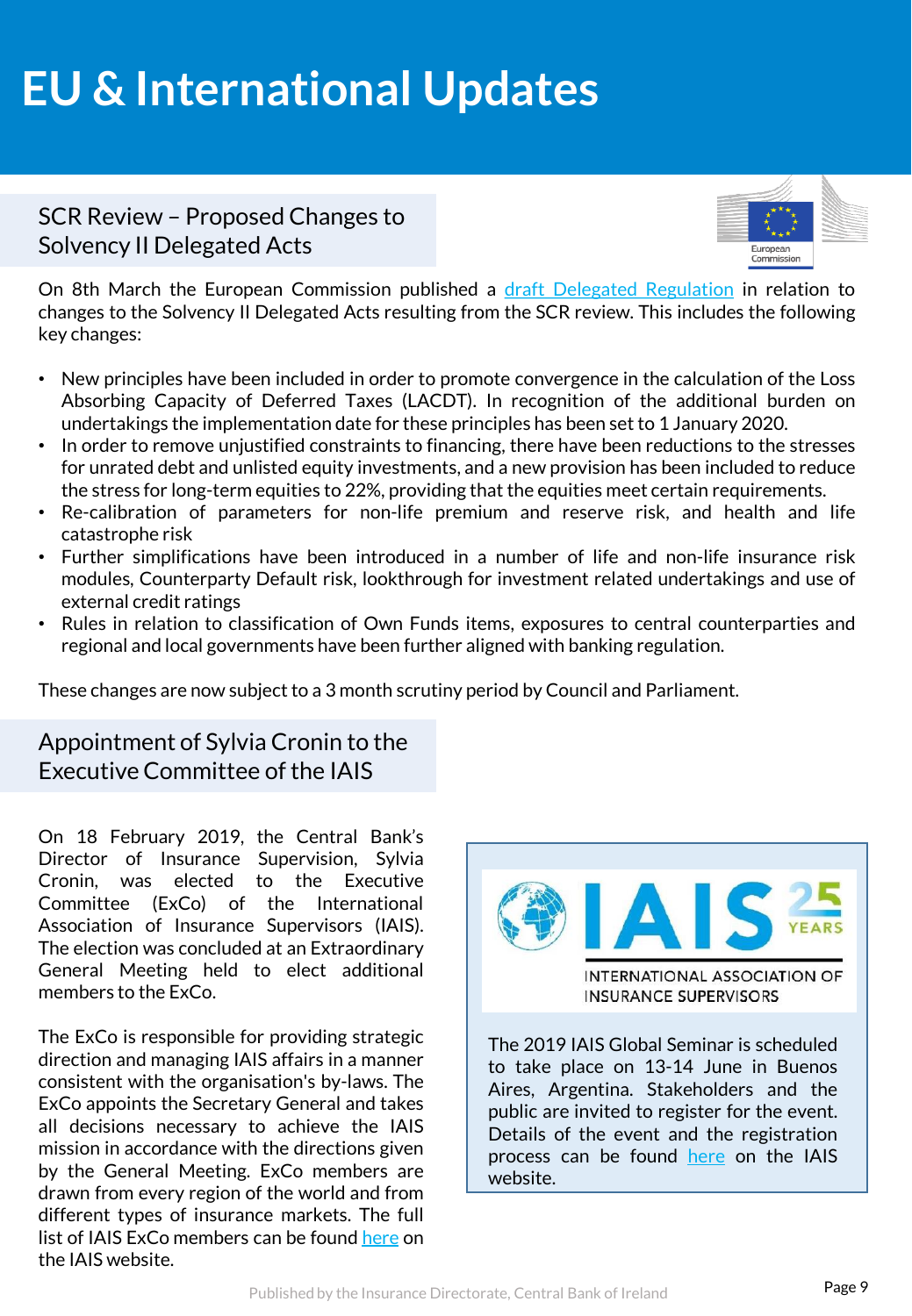# EU & International Updates

## SCR Review – Proposed Changes to Solvency II Delegated Acts

On 8th March the European Commission published a draft Delegated Regulation in relation to changes to the Solvency II Delegated Acts resulting from the SCR review. This includes the following key changes:

- New principles have been included in order to promote convergence in the calculation of the Loss Absorbing Capacity of Deferred Taxes (LACDT). In recognition of the additional burden on undertakings the implementation date for these principles has been set to 1 January 2020.
- In order to remove unjustified constraints to financing, there have been reductions to the stresses for unrated debt and unlisted equity investments, and a new provision has been included to reduce the stress for long-term equities to 22%, providing that the equities meet certain requirements.
- Re-calibration of parameters for non-life premium and reserve risk, and health and life catastrophe risk
- Further simplifications have been introduced in a number of life and non-life insurance risk modules, Counterparty Default risk, lookthrough for investment related undertakings and use of external credit ratings
- Rules in relation to classification of Own Funds items, exposures to central counterparties and regional and local governments have been further aligned with banking regulation.

These changes are now subject to a 3 month scrutiny period by Council and Parliament.

## Appointment of Sylvia Cronin to the Executive Committee of the IAIS

On 18 February 2019, the Central Bank's Director of Insurance Supervision, Sylvia Cronin, was elected to the Executive Committee (ExCo) of the International Association of Insurance Supervisors (IAIS). The election was concluded at an Extraordinary General Meeting held to elect additional members to the ExCo.

The ExCo is responsible for providing strategic direction and managing IAIS affairs in a manner consistent with the organisation's by-laws. The ExCo appoints the Secretary General and takes all decisions necessary to achieve the IAIS mission in accordance with the directions given by the General Meeting. ExCo members are drawn from every region of the world and from different types of insurance markets. The full list of IAIS ExCo members can be found here on the IAIS website.

The 2019 IAIS Global Seminar is scheduled to take place on 13-14 June in Buenos Aires, Argentina. Stakeholders and the public are invited to register for the event. Details of the event and the registration process can be found here on the IAIS website.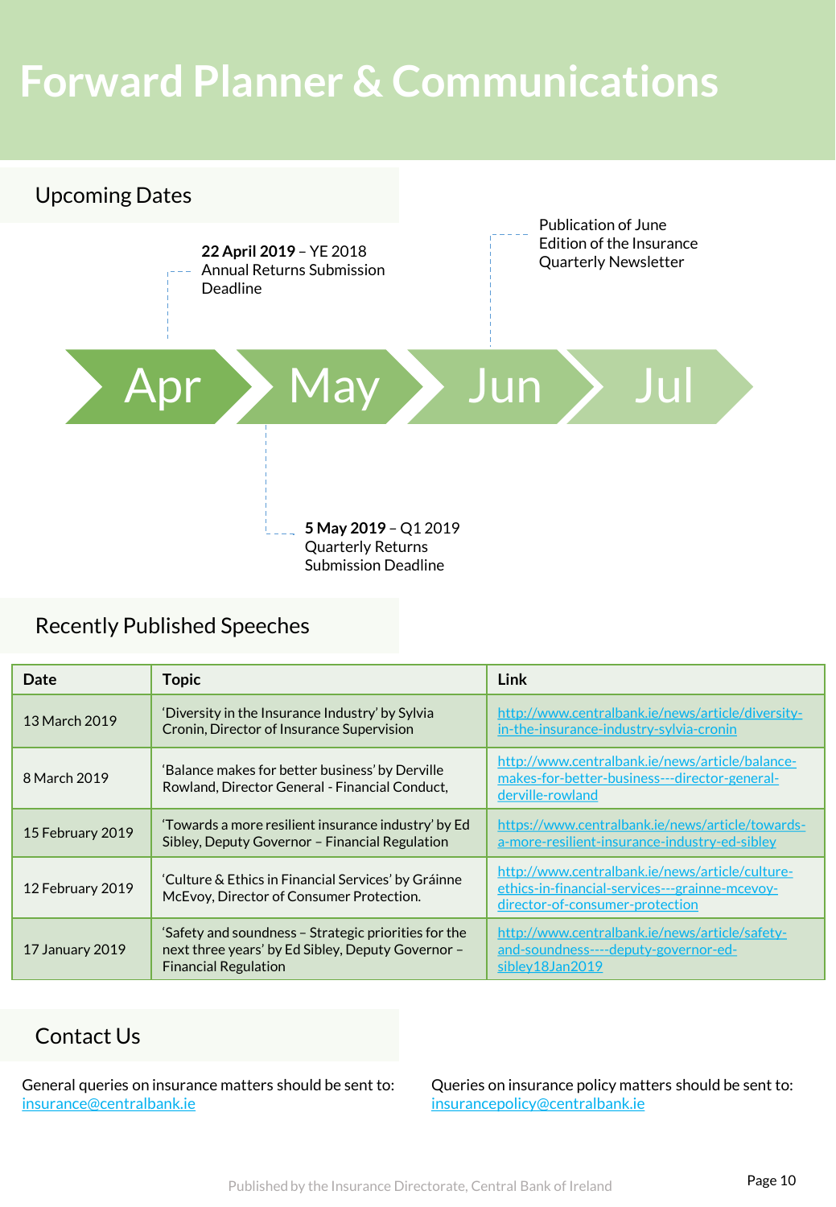# Forward Planner & Communications

## Upcoming Dates

**22 April 2019** – YE 2018 Annual Returns Submission Deadline

Publication of June Edition of the Insurance Quarterly Newsletter

Apr May Jun Jul

**5 May 2019** – Q1 2019 Quarterly Returns Submission Deadline

## Recently Published Speeches

| Date | Topic | Link |
| --- | --- | --- |
| 13 March 2019 | 'Diversity in the Insurance Industry' by Sylvia Cronin, Director of Insurance Supervision | http://www.centralbank.ie/news/article/diversity-in-the-insurance-industry-sylvia-cronin |
| 8 March 2019 | 'Balance makes for better business' by Derville Rowland, Director General - Financial Conduct, | http://www.centralbank.ie/news/article/balance-makes-for-better-business---director-general-derville-rowland |
| 15 February 2019 | 'Towards a more resilient insurance industry' by Ed Sibley, Deputy Governor – Financial Regulation | https://www.centralbank.ie/news/article/towards-a-more-resilient-insurance-industry-ed-sibley |
| 12 February 2019 | 'Culture & Ethics in Financial Services' by Gráinne McEvoy, Director of Consumer Protection. | http://www.centralbank.ie/news/article/culture-ethics-in-financial-services---grainne-mcevoy-director-of-consumer-protection |
| 17 January 2019 | 'Safety and soundness – Strategic priorities for the next three years' by Ed Sibley, Deputy Governor – Financial Regulation | http://www.centralbank.ie/news/article/safety-and-soundness----deputy-governor-ed-sibley18Jan2019 |

## Contact Us

General queries on insurance matters should be sent to: insurance@centralbank.ie

Queries on insurance policy matters should be sent to: insurancepolicy@centralbank.ie

Published by the Insurance Directorate, Central Bank of Ireland